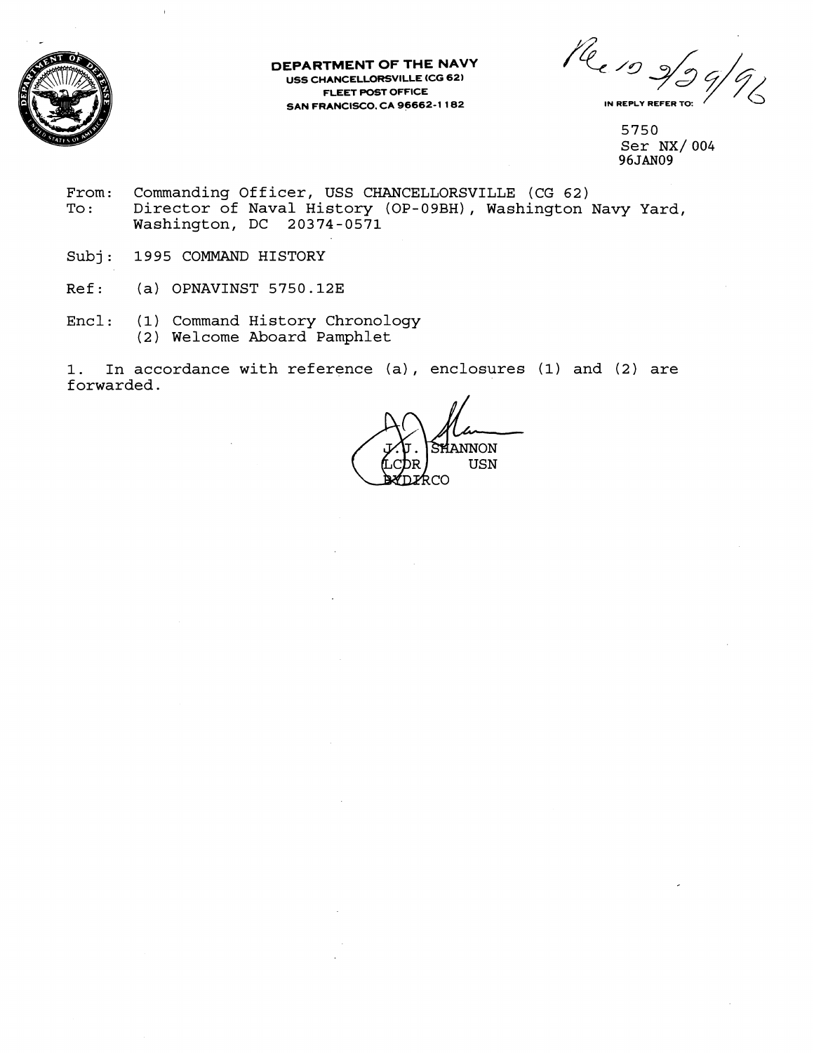**DEPARTMENT OF THE NAVY**
USS CHANCELLORSVILLE (CG 62)
FLEET POST OFFICE
SAN FRANCISCO, CA 96662-1182

Rec'd 2/29/96

IN REPLY REFER TO:

5750
Ser NX/ 004
96JAN09

From: Commanding Officer, USS CHANCELLORSVILLE (CG 62)
To: Director of Naval History (OP-09BH), Washington Navy Yard, Washington, DC 20374-0571

Subj: 1995 COMMAND HISTORY

Ref: (a) OPNAVINST 5750.12E

Encl: (1) Command History Chronology
(2) Welcome Aboard Pamphlet

1. In accordance with reference (a), enclosures (1) and (2) are forwarded.

J. J. SHANNON
LCDR USN
BY DIRCO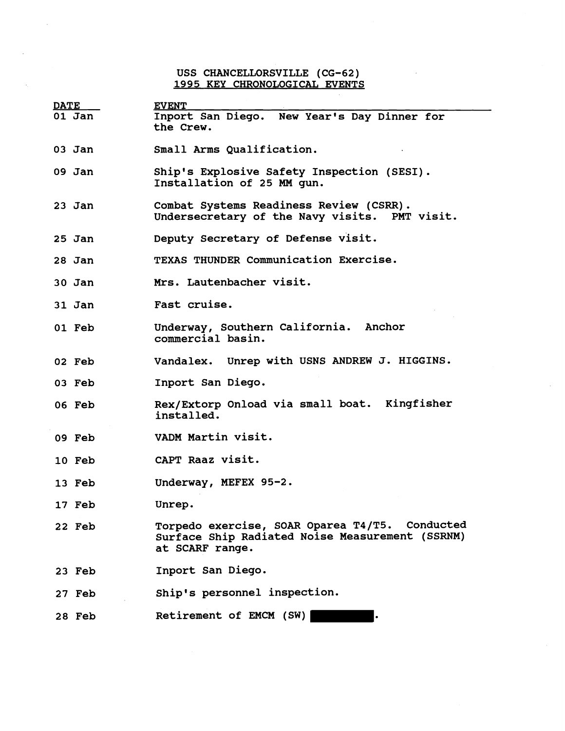# USS CHANCELLORSVILLE (CG-62)
## 1995 KEY CHRONOLOGICAL EVENTS

| DATE | EVENT |
|---|---|
| 01 Jan | Inport San Diego. New Year's Day Dinner for the Crew. |
| 03 Jan | Small Arms Qualification. |
| 09 Jan | Ship's Explosive Safety Inspection (SESI). Installation of 25 MM gun. |
| 23 Jan | Combat Systems Readiness Review (CSRR). Undersecretary of the Navy visits. PMT visit. |
| 25 Jan | Deputy Secretary of Defense visit. |
| 28 Jan | TEXAS THUNDER Communication Exercise. |
| 30 Jan | Mrs. Lautenbacher visit. |
| 31 Jan | Fast cruise. |
| 01 Feb | Underway, Southern California. Anchor commercial basin. |
| 02 Feb | Vandalex. Unrep with USNS ANDREW J. HIGGINS. |
| 03 Feb | Inport San Diego. |
| 06 Feb | Rex/Extorp Onload via small boat. Kingfisher installed. |
| 09 Feb | VADM Martin visit. |
| 10 Feb | CAPT Raaz visit. |
| 13 Feb | Underway, MEFEX 95-2. |
| 17 Feb | Unrep. |
| 22 Feb | Torpedo exercise, SOAR Oparea T4/T5. Conducted Surface Ship Radiated Noise Measurement (SSRNM) at SCARF range. |
| 23 Feb | Inport San Diego. |
| 27 Feb | Ship's personnel inspection. |
| 28 Feb | Retirement of EMCM (SW) [REDACTED]. |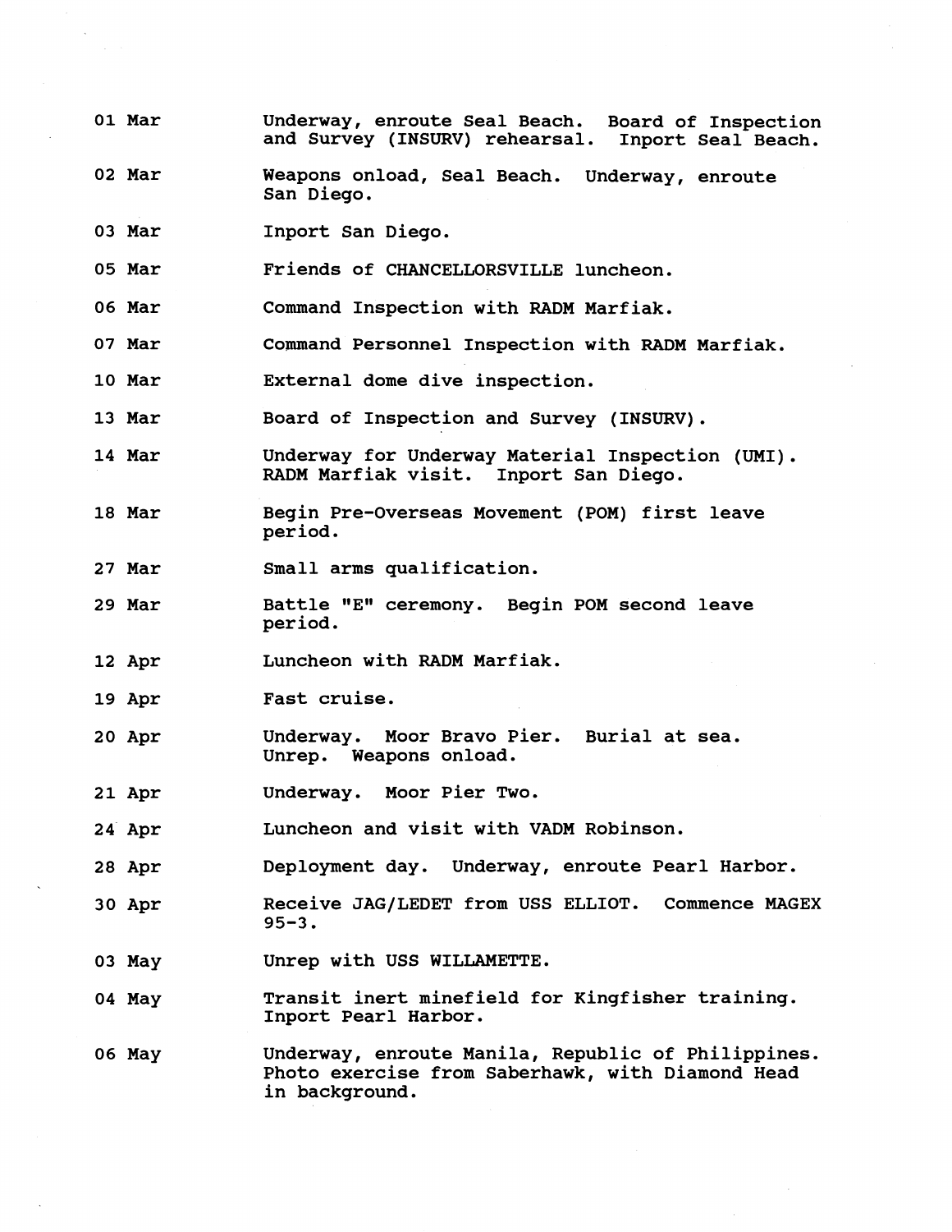| | |
|---|---|
| 01 Mar | Underway, enroute Seal Beach. Board of Inspection and Survey (INSURV) rehearsal. Inport Seal Beach. |
| 02 Mar | Weapons onload, Seal Beach. Underway, enroute San Diego. |
| 03 Mar | Inport San Diego. |
| 05 Mar | Friends of CHANCELLORSVILLE luncheon. |
| 06 Mar | Command Inspection with RADM Marfiak. |
| 07 Mar | Command Personnel Inspection with RADM Marfiak. |
| 10 Mar | External dome dive inspection. |
| 13 Mar | Board of Inspection and Survey (INSURV). |
| 14 Mar | Underway for Underway Material Inspection (UMI). RADM Marfiak visit. Inport San Diego. |
| 18 Mar | Begin Pre-Overseas Movement (POM) first leave period. |
| 27 Mar | Small arms qualification. |
| 29 Mar | Battle "E" ceremony. Begin POM second leave period. |
| 12 Apr | Luncheon with RADM Marfiak. |
| 19 Apr | Fast cruise. |
| 20 Apr | Underway. Moor Bravo Pier. Burial at sea. Unrep. Weapons onload. |
| 21 Apr | Underway. Moor Pier Two. |
| 24 Apr | Luncheon and visit with VADM Robinson. |
| 28 Apr | Deployment day. Underway, enroute Pearl Harbor. |
| 30 Apr | Receive JAG/LEDET from USS ELLIOT. Commence MAGEX 95-3. |
| 03 May | Unrep with USS WILLAMETTE. |
| 04 May | Transit inert minefield for Kingfisher training. Inport Pearl Harbor. |
| 06 May | Underway, enroute Manila, Republic of Philippines. Photo exercise from Saberhawk, with Diamond Head in background. |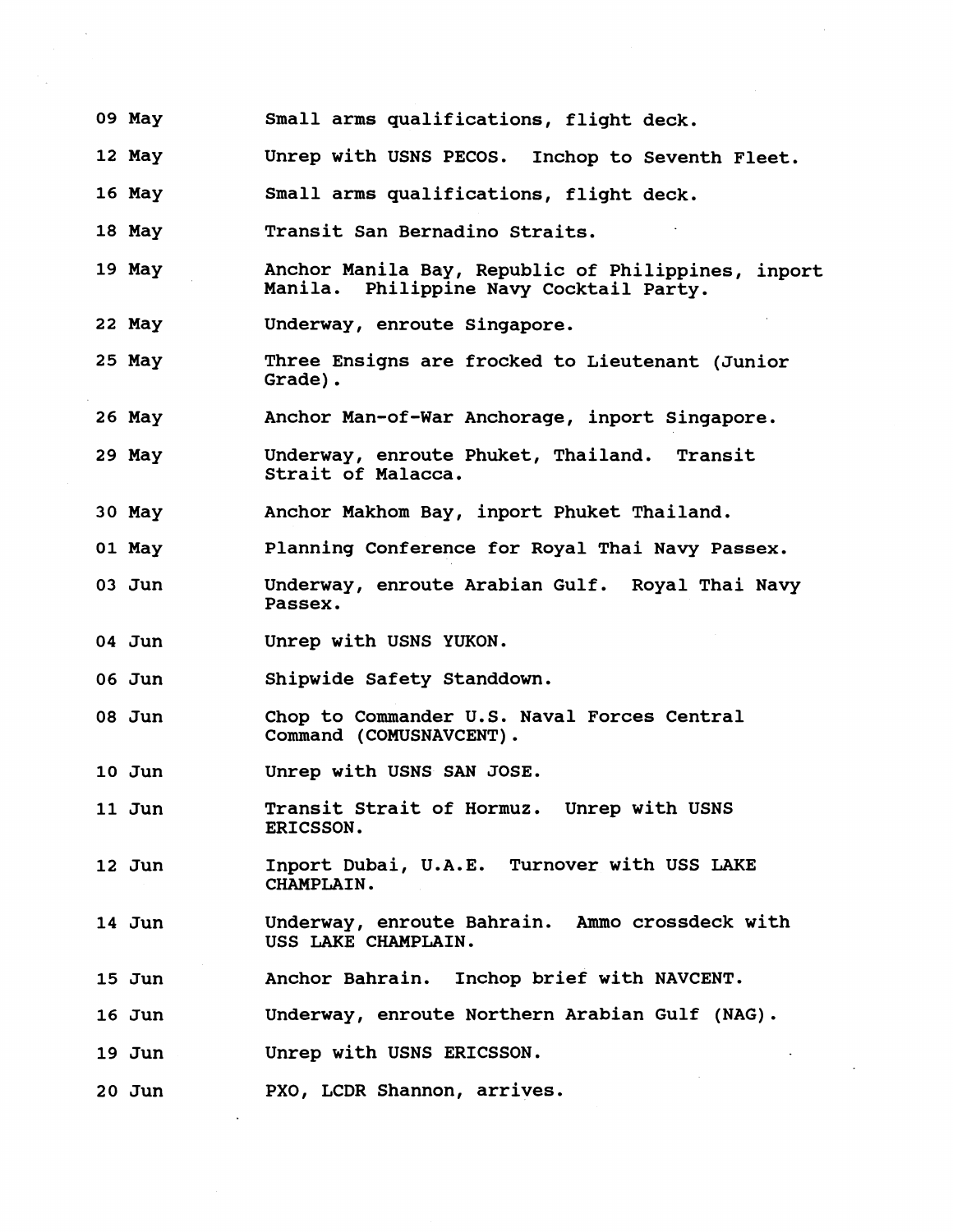| | |
|---|---|
| 09 May | Small arms qualifications, flight deck. |
| 12 May | Unrep with USNS PECOS. Inchop to Seventh Fleet. |
| 16 May | Small arms qualifications, flight deck. |
| 18 May | Transit San Bernadino Straits. |
| 19 May | Anchor Manila Bay, Republic of Philippines, inport Manila. Philippine Navy Cocktail Party. |
| 22 May | Underway, enroute Singapore. |
| 25 May | Three Ensigns are frocked to Lieutenant (Junior Grade). |
| 26 May | Anchor Man-of-War Anchorage, inport Singapore. |
| 29 May | Underway, enroute Phuket, Thailand. Transit Strait of Malacca. |
| 30 May | Anchor Makhom Bay, inport Phuket Thailand. |
| 01 May | Planning Conference for Royal Thai Navy Passex. |
| 03 Jun | Underway, enroute Arabian Gulf. Royal Thai Navy Passex. |
| 04 Jun | Unrep with USNS YUKON. |
| 06 Jun | Shipwide Safety Standdown. |
| 08 Jun | Chop to Commander U.S. Naval Forces Central Command (COMUSNAVCENT). |
| 10 Jun | Unrep with USNS SAN JOSE. |
| 11 Jun | Transit Strait of Hormuz. Unrep with USNS ERICSSON. |
| 12 Jun | Inport Dubai, U.A.E. Turnover with USS LAKE CHAMPLAIN. |
| 14 Jun | Underway, enroute Bahrain. Ammo crossdeck with USS LAKE CHAMPLAIN. |
| 15 Jun | Anchor Bahrain. Inchop brief with NAVCENT. |
| 16 Jun | Underway, enroute Northern Arabian Gulf (NAG). |
| 19 Jun | Unrep with USNS ERICSSON. |
| 20 Jun | PXO, LCDR Shannon, arrives. |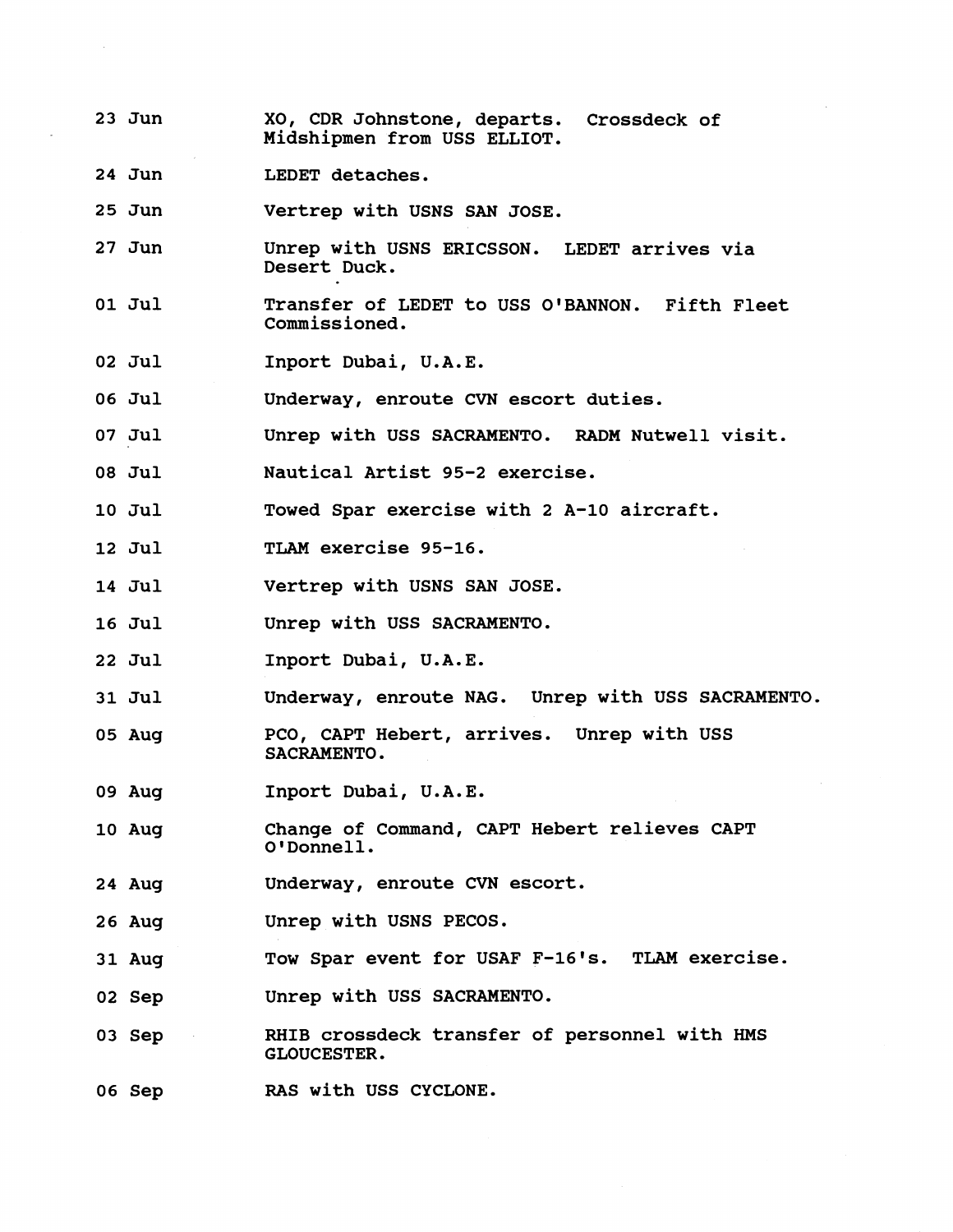| | |
|---|---|
| 23 Jun | XO, CDR Johnstone, departs. Crossdeck of Midshipmen from USS ELLIOT. |
| 24 Jun | LEDET detaches. |
| 25 Jun | Vertrep with USNS SAN JOSE. |
| 27 Jun | Unrep with USNS ERICSSON. LEDET arrives via Desert Duck. |
| 01 Jul | Transfer of LEDET to USS O'BANNON. Fifth Fleet Commissioned. |
| 02 Jul | Inport Dubai, U.A.E. |
| 06 Jul | Underway, enroute CVN escort duties. |
| 07 Jul | Unrep with USS SACRAMENTO. RADM Nutwell visit. |
| 08 Jul | Nautical Artist 95-2 exercise. |
| 10 Jul | Towed Spar exercise with 2 A-10 aircraft. |
| 12 Jul | TLAM exercise 95-16. |
| 14 Jul | Vertrep with USNS SAN JOSE. |
| 16 Jul | Unrep with USS SACRAMENTO. |
| 22 Jul | Inport Dubai, U.A.E. |
| 31 Jul | Underway, enroute NAG. Unrep with USS SACRAMENTO. |
| 05 Aug | PCO, CAPT Hebert, arrives. Unrep with USS SACRAMENTO. |
| 09 Aug | Inport Dubai, U.A.E. |
| 10 Aug | Change of Command, CAPT Hebert relieves CAPT O'Donnell. |
| 24 Aug | Underway, enroute CVN escort. |
| 26 Aug | Unrep with USNS PECOS. |
| 31 Aug | Tow Spar event for USAF F-16's. TLAM exercise. |
| 02 Sep | Unrep with USS SACRAMENTO. |
| 03 Sep | RHIB crossdeck transfer of personnel with HMS GLOUCESTER. |
| 06 Sep | RAS with USS CYCLONE. |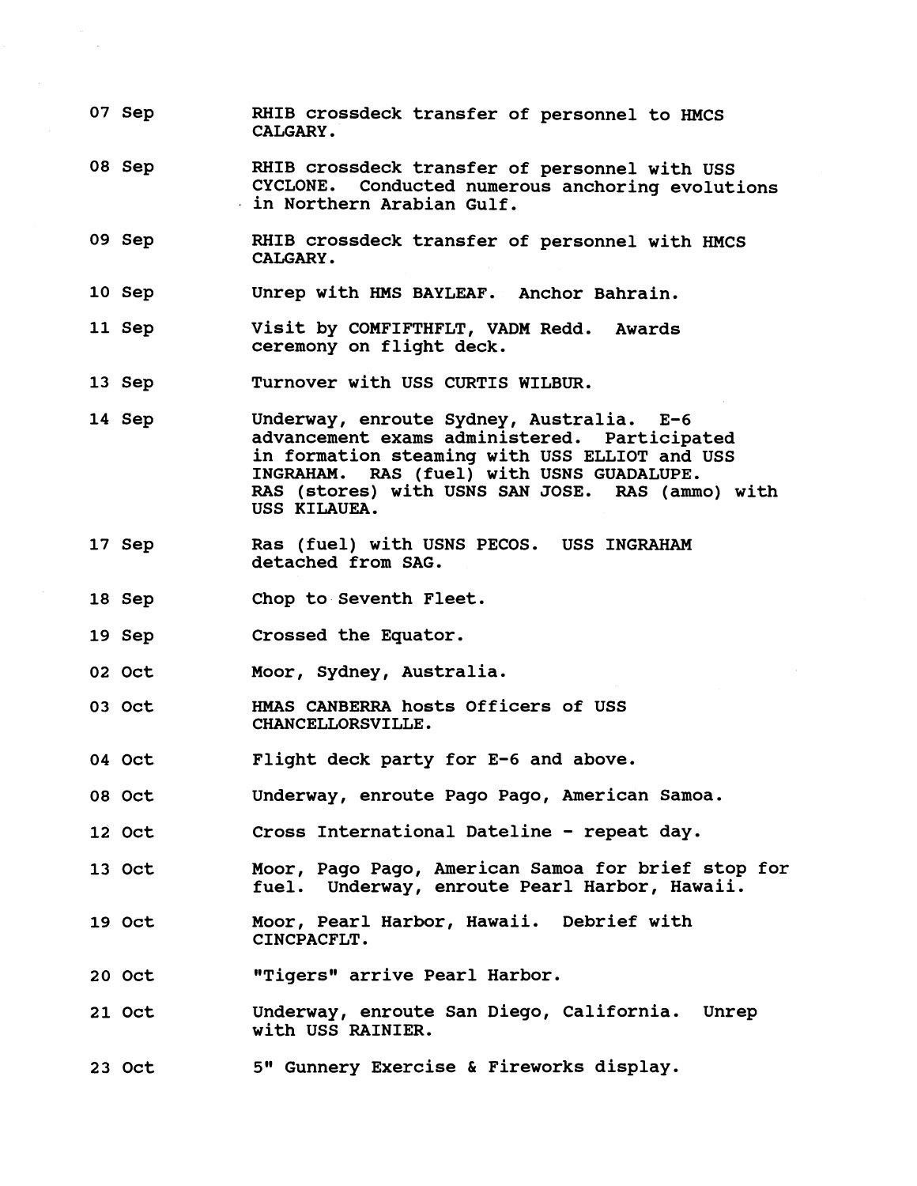| | |
|---|---|
| 07 Sep | RHIB crossdeck transfer of personnel to HMCS CALGARY. |
| 08 Sep | RHIB crossdeck transfer of personnel with USS CYCLONE. Conducted numerous anchoring evolutions in Northern Arabian Gulf. |
| 09 Sep | RHIB crossdeck transfer of personnel with HMCS CALGARY. |
| 10 Sep | Unrep with HMS BAYLEAF. Anchor Bahrain. |
| 11 Sep | Visit by COMFIFTHFLT, VADM Redd. Awards ceremony on flight deck. |
| 13 Sep | Turnover with USS CURTIS WILBUR. |
| 14 Sep | Underway, enroute Sydney, Australia. E-6 advancement exams administered. Participated in formation steaming with USS ELLIOT and USS INGRAHAM. RAS (fuel) with USNS GUADALUPE. RAS (stores) with USNS SAN JOSE. RAS (ammo) with USS KILAUEA. |
| 17 Sep | Ras (fuel) with USNS PECOS. USS INGRAHAM detached from SAG. |
| 18 Sep | Chop to Seventh Fleet. |
| 19 Sep | Crossed the Equator. |
| 02 Oct | Moor, Sydney, Australia. |
| 03 Oct | HMAS CANBERRA hosts Officers of USS CHANCELLORSVILLE. |
| 04 Oct | Flight deck party for E-6 and above. |
| 08 Oct | Underway, enroute Pago Pago, American Samoa. |
| 12 Oct | Cross International Dateline - repeat day. |
| 13 Oct | Moor, Pago Pago, American Samoa for brief stop for fuel. Underway, enroute Pearl Harbor, Hawaii. |
| 19 Oct | Moor, Pearl Harbor, Hawaii. Debrief with CINCPACFLT. |
| 20 Oct | "Tigers" arrive Pearl Harbor. |
| 21 Oct | Underway, enroute San Diego, California. Unrep with USS RAINIER. |
| 23 Oct | 5" Gunnery Exercise & Fireworks display. |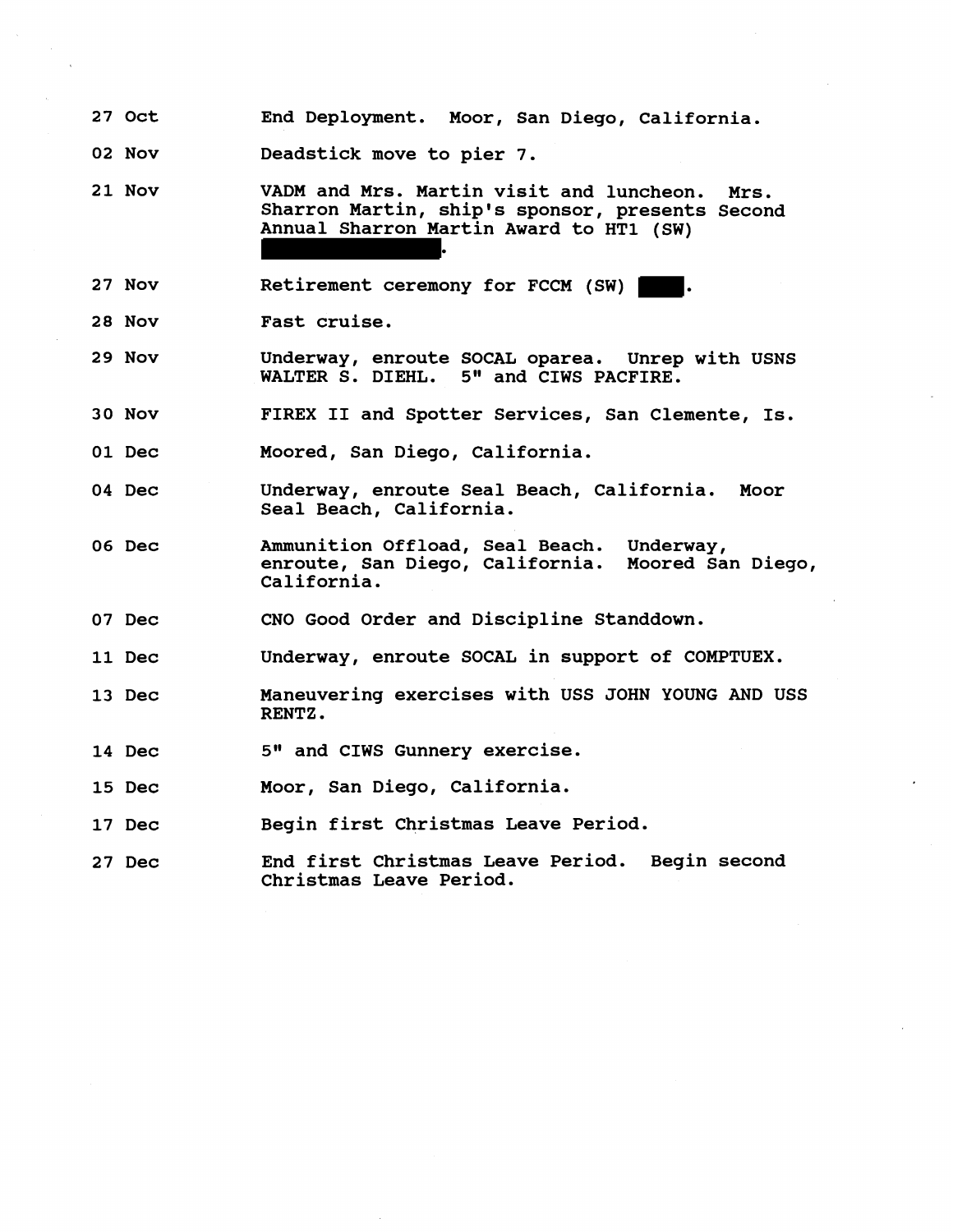| | |
|---|---|
| 27 Oct | End Deployment. Moor, San Diego, California. |
| 02 Nov | Deadstick move to pier 7. |
| 21 Nov | VADM and Mrs. Martin visit and luncheon. Mrs. Sharron Martin, ship's sponsor, presents Second Annual Sharron Martin Award to HT1 (SW) ██████. |
| 27 Nov | Retirement ceremony for FCCM (SW) ███. |
| 28 Nov | Fast cruise. |
| 29 Nov | Underway, enroute SOCAL oparea. Unrep with USNS WALTER S. DIEHL. 5" and CIWS PACFIRE. |
| 30 Nov | FIREX II and Spotter Services, San Clemente, Is. |
| 01 Dec | Moored, San Diego, California. |
| 04 Dec | Underway, enroute Seal Beach, California. Moor Seal Beach, California. |
| 06 Dec | Ammunition Offload, Seal Beach. Underway, enroute, San Diego, California. Moored San Diego, California. |
| 07 Dec | CNO Good Order and Discipline Standdown. |
| 11 Dec | Underway, enroute SOCAL in support of COMPTUEX. |
| 13 Dec | Maneuvering exercises with USS JOHN YOUNG AND USS RENTZ. |
| 14 Dec | 5" and CIWS Gunnery exercise. |
| 15 Dec | Moor, San Diego, California. |
| 17 Dec | Begin first Christmas Leave Period. |
| 27 Dec | End first Christmas Leave Period. Begin second Christmas Leave Period. |